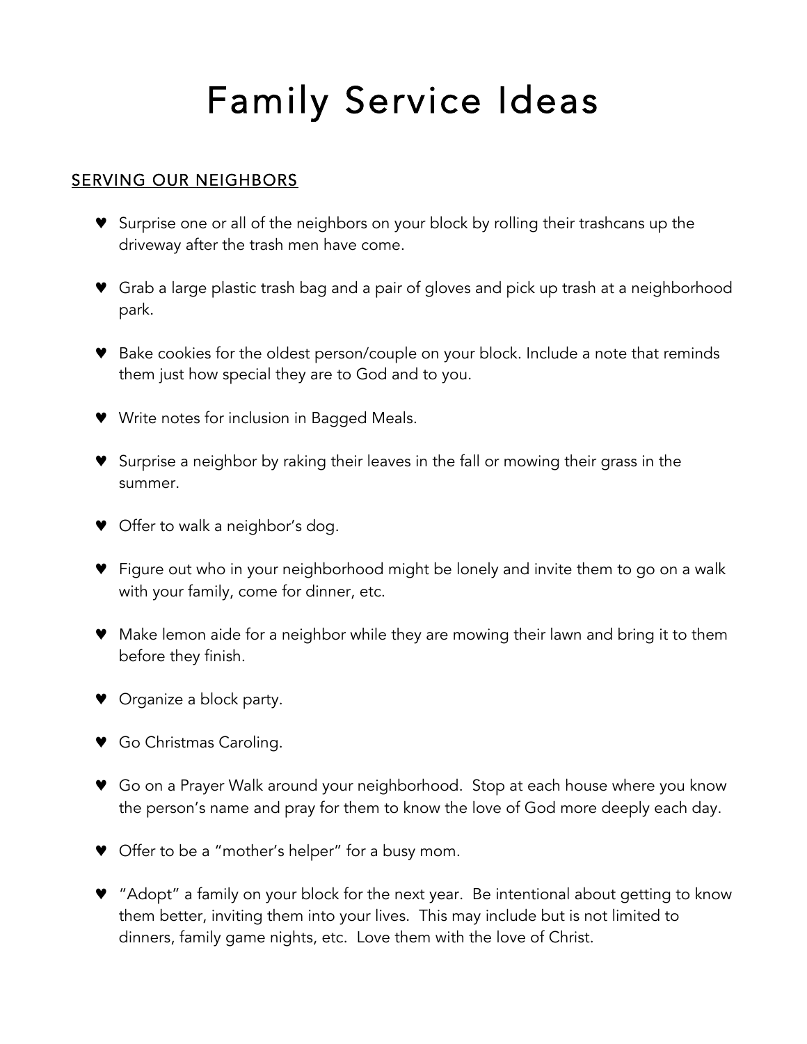# Family Service Ideas

## SERVING OUR NEIGHBORS

- Surprise one or all of the neighbors on your block by rolling their trashcans up the driveway after the trash men have come.
- Grab a large plastic trash bag and a pair of gloves and pick up trash at a neighborhood park.
- Bake cookies for the oldest person/couple on your block. Include a note that reminds them just how special they are to God and to you.
- Write notes for inclusion in Bagged Meals.
- Surprise a neighbor by raking their leaves in the fall or mowing their grass in the summer.
- Offer to walk a neighbor's dog.
- Figure out who in your neighborhood might be lonely and invite them to go on a walk with your family, come for dinner, etc.
- Make lemon aide for a neighbor while they are mowing their lawn and bring it to them before they finish.
- Organize a block party.
- Go Christmas Caroling.
- Go on a Prayer Walk around your neighborhood. Stop at each house where you know the person's name and pray for them to know the love of God more deeply each day.
- Offer to be a "mother's helper" for a busy mom.
- "Adopt" a family on your block for the next year. Be intentional about getting to know them better, inviting them into your lives. This may include but is not limited to dinners, family game nights, etc. Love them with the love of Christ.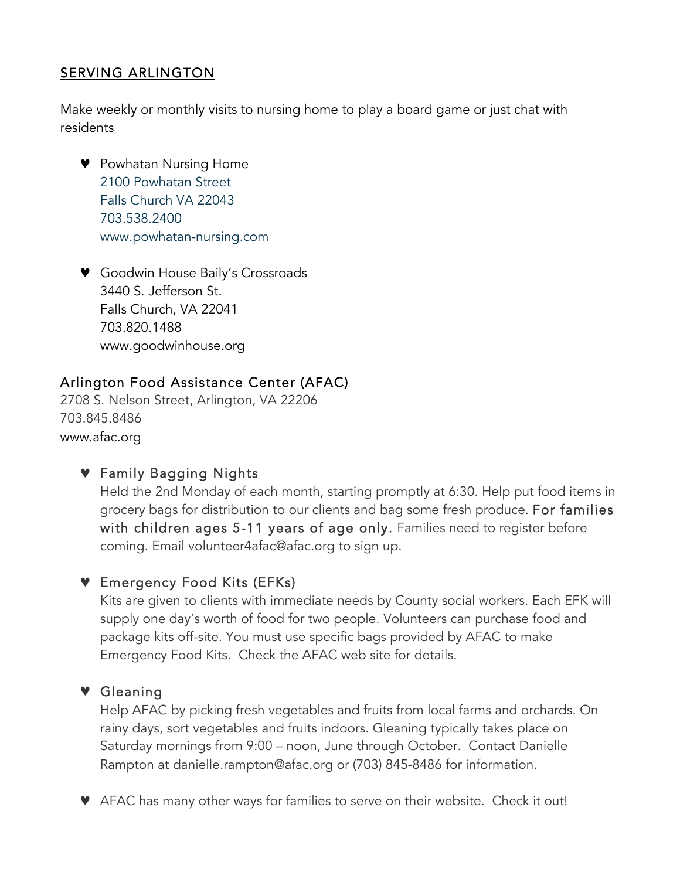## SERVING ARLINGTON

Make weekly or monthly visits to nursing home to play a board game or just chat with residents

- Powhatan Nursing Home
  2100 Powhatan Street
  Falls Church VA 22043
  703.538.2400
  www.powhatan-nursing.com

- Goodwin House Baily's Crossroads
  3440 S. Jefferson St.
  Falls Church, VA 22041
  703.820.1488
  www.goodwinhouse.org

### Arlington Food Assistance Center (AFAC)

2708 S. Nelson Street, Arlington, VA 22206
703.845.8486
www.afac.org

- **Family Bagging Nights**
  Held the 2nd Monday of each month, starting promptly at 6:30. Help put food items in grocery bags for distribution to our clients and bag some fresh produce. **For families with children ages 5-11 years of age only.** Families need to register before coming. Email volunteer4afac@afac.org to sign up.

- **Emergency Food Kits (EFKs)**
  Kits are given to clients with immediate needs by County social workers. Each EFK will supply one day's worth of food for two people. Volunteers can purchase food and package kits off-site. You must use specific bags provided by AFAC to make Emergency Food Kits. Check the AFAC web site for details.

- **Gleaning**
  Help AFAC by picking fresh vegetables and fruits from local farms and orchards. On rainy days, sort vegetables and fruits indoors. Gleaning typically takes place on Saturday mornings from 9:00 – noon, June through October. Contact Danielle Rampton at danielle.rampton@afac.org or (703) 845-8486 for information.

- AFAC has many other ways for families to serve on their website. Check it out!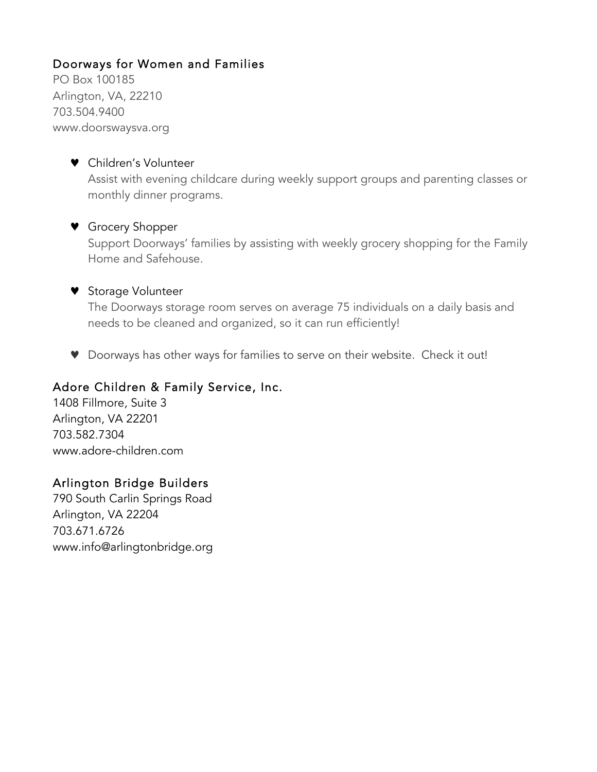## Doorways for Women and Families

PO Box 100185
Arlington, VA, 22210
703.504.9400
www.doorswaysva.org

- ♥ Children's Volunteer
  Assist with evening childcare during weekly support groups and parenting classes or monthly dinner programs.

- ♥ Grocery Shopper
  Support Doorways' families by assisting with weekly grocery shopping for the Family Home and Safehouse.

- ♥ Storage Volunteer
  The Doorways storage room serves on average 75 individuals on a daily basis and needs to be cleaned and organized, so it can run efficiently!

- ♥ Doorways has other ways for families to serve on their website. Check it out!

## Adore Children & Family Service, Inc.

1408 Fillmore, Suite 3
Arlington, VA 22201
703.582.7304
www.adore-children.com

## Arlington Bridge Builders

790 South Carlin Springs Road
Arlington, VA 22204
703.671.6726
www.info@arlingtonbridge.org